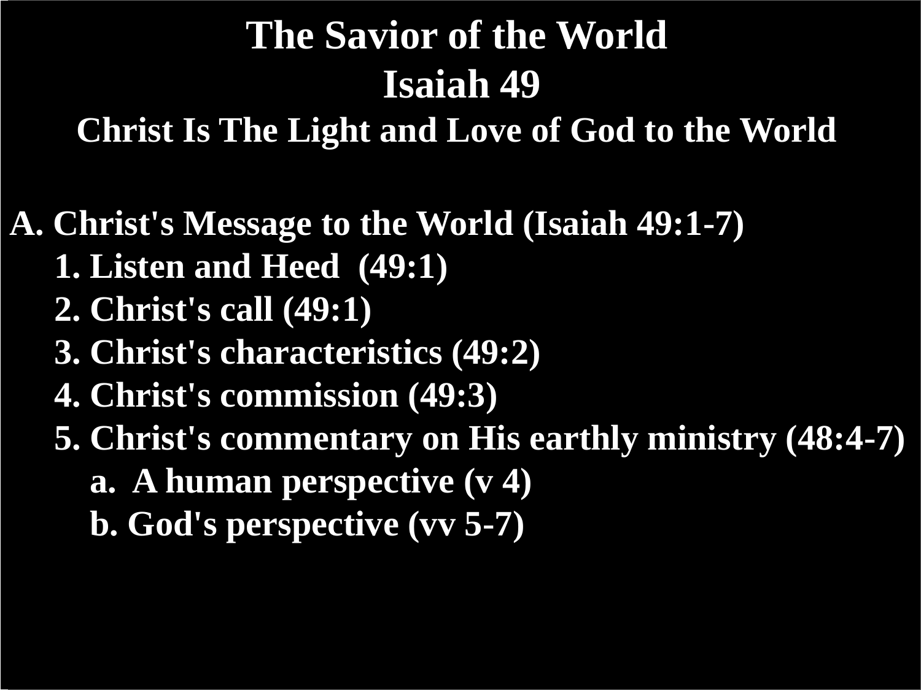# The Savior of the World

# Isaiah 49

## Christ Is The Light and Love of God to the World

**A. Christ's Message to the World (Isaiah 49:1-7)**

1. **Listen and Heed (49:1)**
2. **Christ's call (49:1)**
3. **Christ's characteristics (49:2)**
4. **Christ's commission (49:3)**
5. **Christ's commentary on His earthly ministry (48:4-7)**
   - **a. A human perspective (v 4)**
   - **b. God's perspective (vv 5-7)**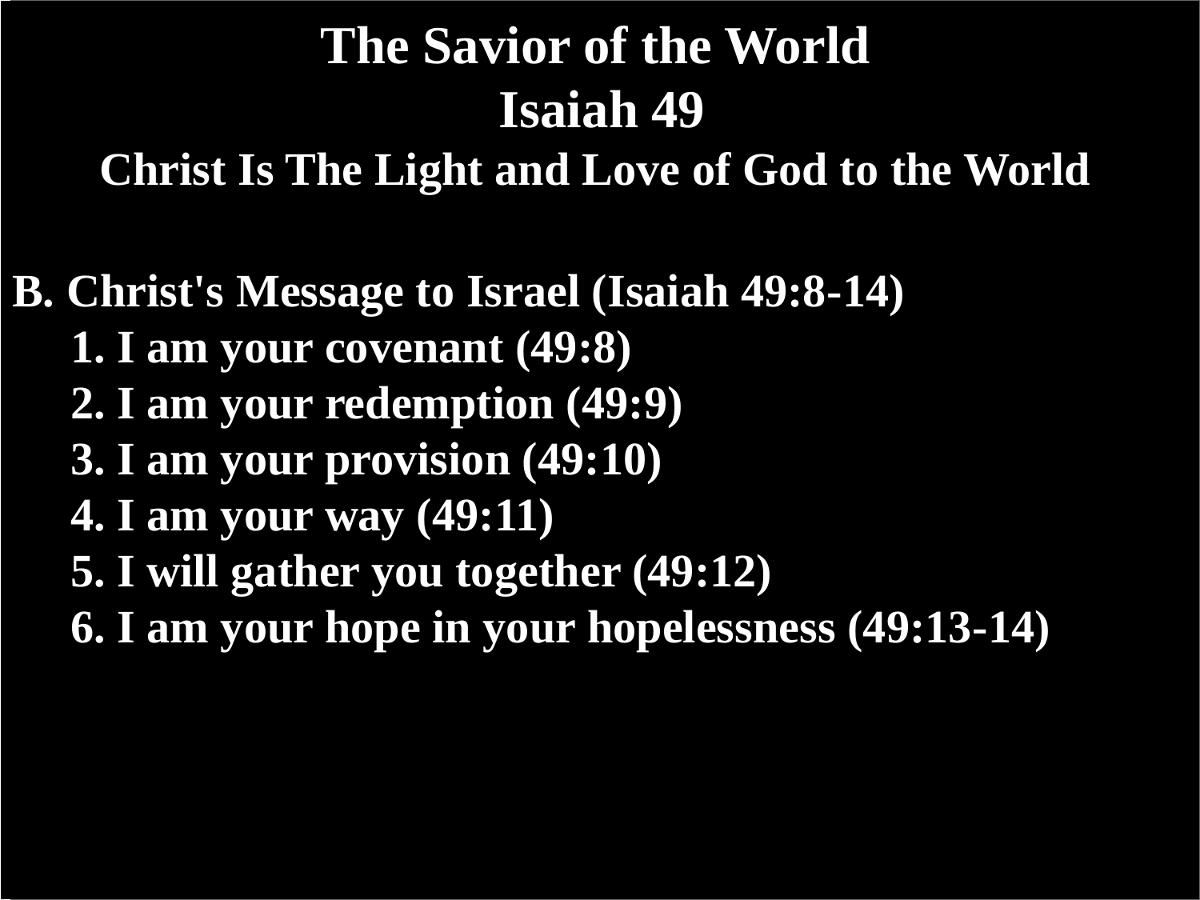# The Savior of the World

## Isaiah 49

### Christ Is The Light and Love of God to the World

**B. Christ's Message to Israel (Isaiah 49:8-14)**

1. I am your covenant (49:8)
2. I am your redemption (49:9)
3. I am your provision (49:10)
4. I am your way (49:11)
5. I will gather you together (49:12)
6. I am your hope in your hopelessness (49:13-14)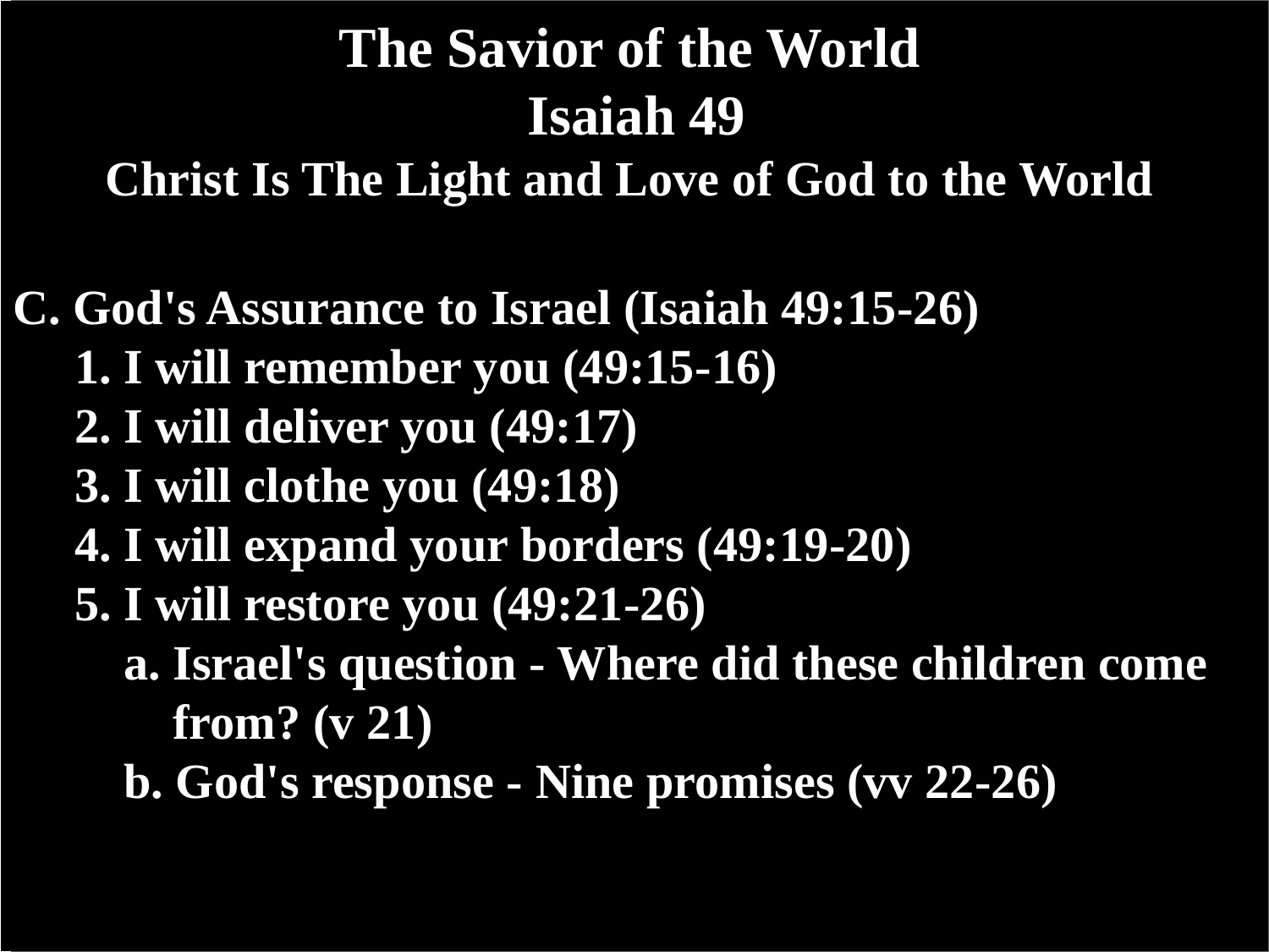# The Savior of the World
# Isaiah 49
## Christ Is The Light and Love of God to the World

**C. God's Assurance to Israel (Isaiah 49:15-26)**

1. **I will remember you (49:15-16)**
2. **I will deliver you (49:17)**
3. **I will clothe you (49:18)**
4. **I will expand your borders (49:19-20)**
5. **I will restore you (49:21-26)**
    a. **Israel's question - Where did these children come from? (v 21)**
    b. **God's response - Nine promises (vv 22-26)**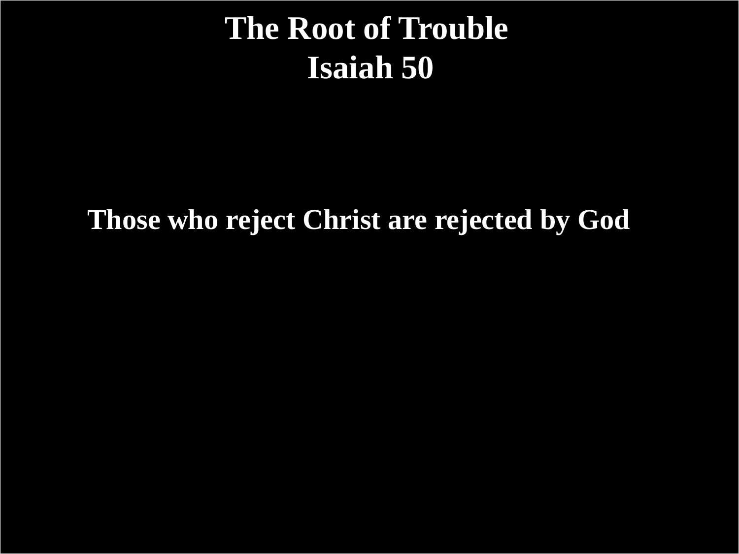# The Root of Trouble
# Isaiah 50

**Those who reject Christ are rejected by God**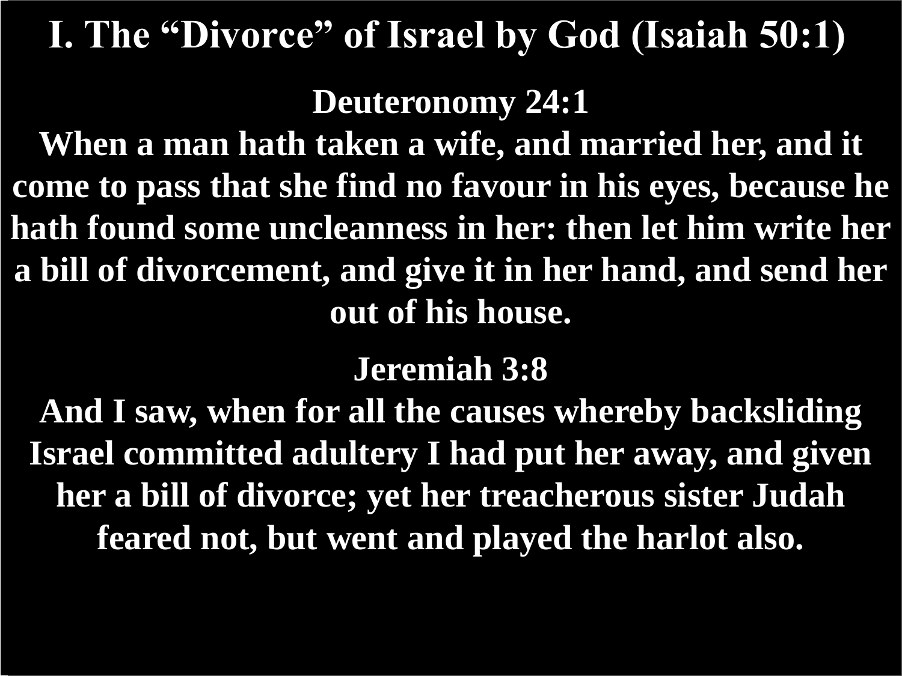# I. The "Divorce" of Israel by God (Isaiah 50:1)

**Deuteronomy 24:1**

**When a man hath taken a wife, and married her, and it come to pass that she find no favour in his eyes, because he hath found some uncleanness in her: then let him write her a bill of divorcement, and give it in her hand, and send her out of his house.**

**Jeremiah 3:8**

**And I saw, when for all the causes whereby backsliding Israel committed adultery I had put her away, and given her a bill of divorce; yet her treacherous sister Judah feared not, but went and played the harlot also.**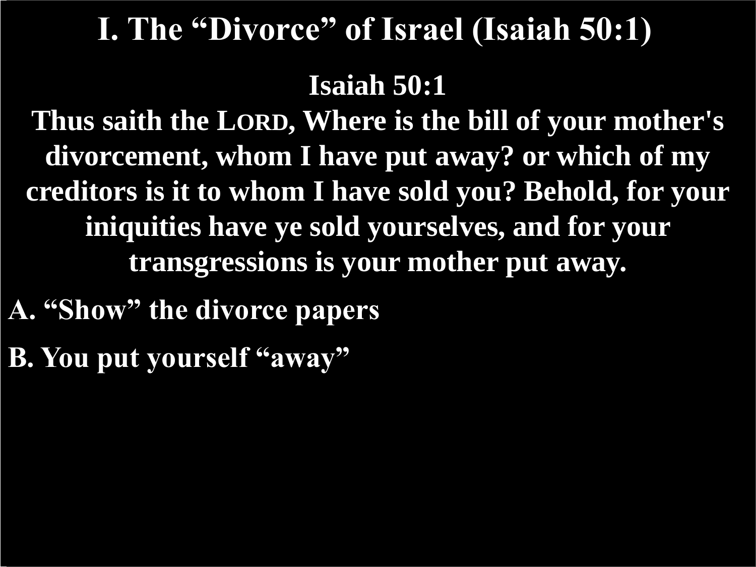# I. The "Divorce" of Israel (Isaiah 50:1)

**Isaiah 50:1**

**Thus saith the LORD, Where is the bill of your mother's divorcement, whom I have put away? or which of my creditors is it to whom I have sold you? Behold, for your iniquities have ye sold yourselves, and for your transgressions is your mother put away.**

**A. "Show" the divorce papers**

**B. You put yourself "away"**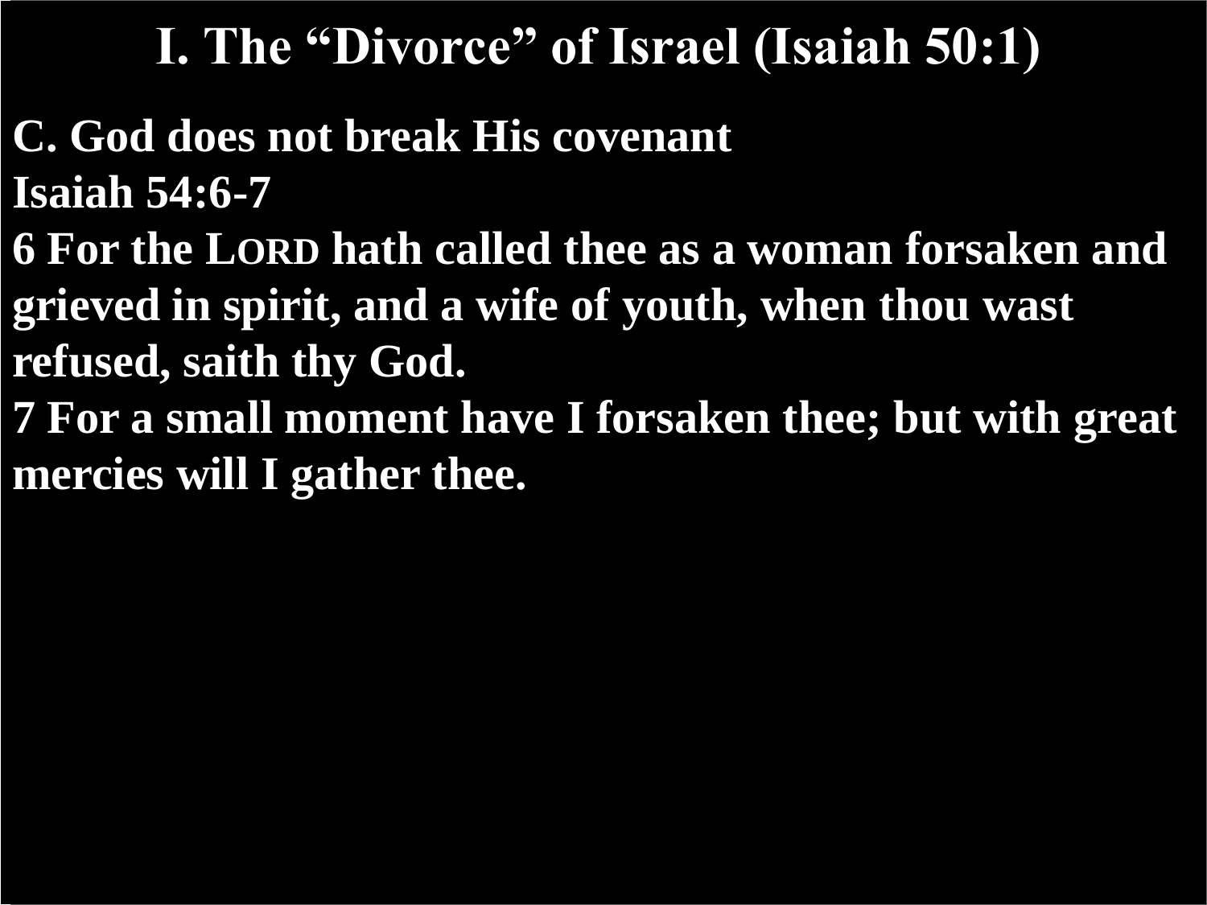# I. The "Divorce" of Israel (Isaiah 50:1)

**C. God does not break His covenant**

**Isaiah 54:6-7**

**6 For the LORD hath called thee as a woman forsaken and grieved in spirit, and a wife of youth, when thou wast refused, saith thy God.**

**7 For a small moment have I forsaken thee; but with great mercies will I gather thee.**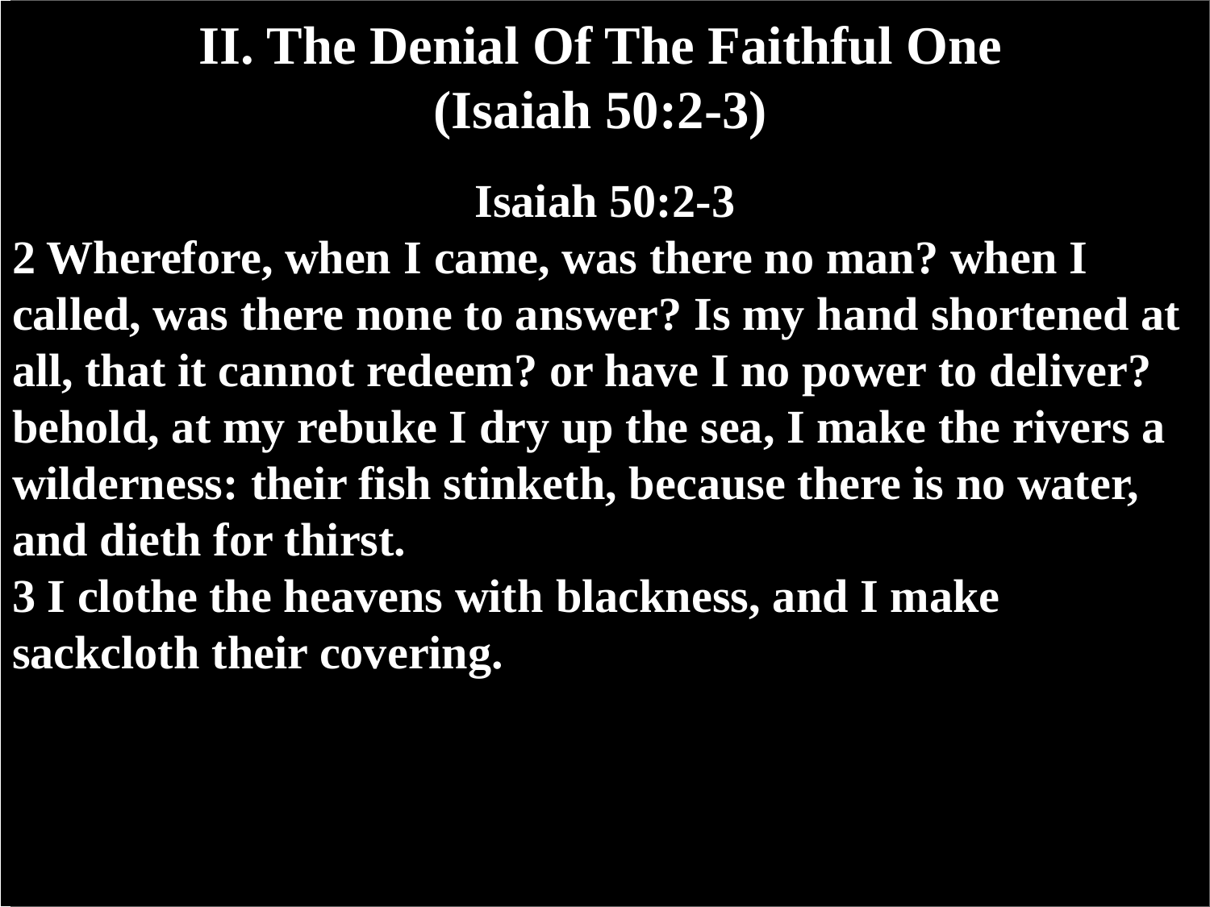# II. The Denial Of The Faithful One
# (Isaiah 50:2-3)

**Isaiah 50:2-3**

**2 Wherefore, when I came, was there no man? when I called, was there none to answer? Is my hand shortened at all, that it cannot redeem? or have I no power to deliver? behold, at my rebuke I dry up the sea, I make the rivers a wilderness: their fish stinketh, because there is no water, and dieth for thirst.**

**3 I clothe the heavens with blackness, and I make sackcloth their covering.**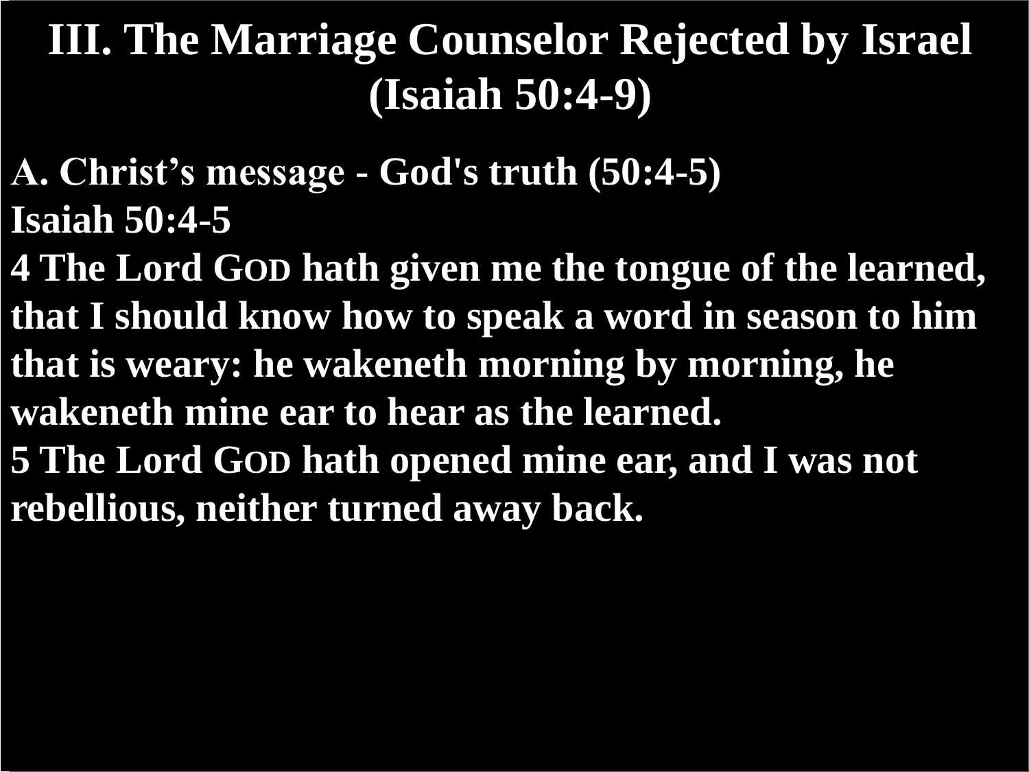# III. The Marriage Counselor Rejected by Israel (Isaiah 50:4-9)

**A. Christ's message - God's truth (50:4-5)**

**Isaiah 50:4-5**

**4 The Lord GOD hath given me the tongue of the learned, that I should know how to speak a word in season to him that is weary: he wakeneth morning by morning, he wakeneth mine ear to hear as the learned.**

**5 The Lord GOD hath opened mine ear, and I was not rebellious, neither turned away back.**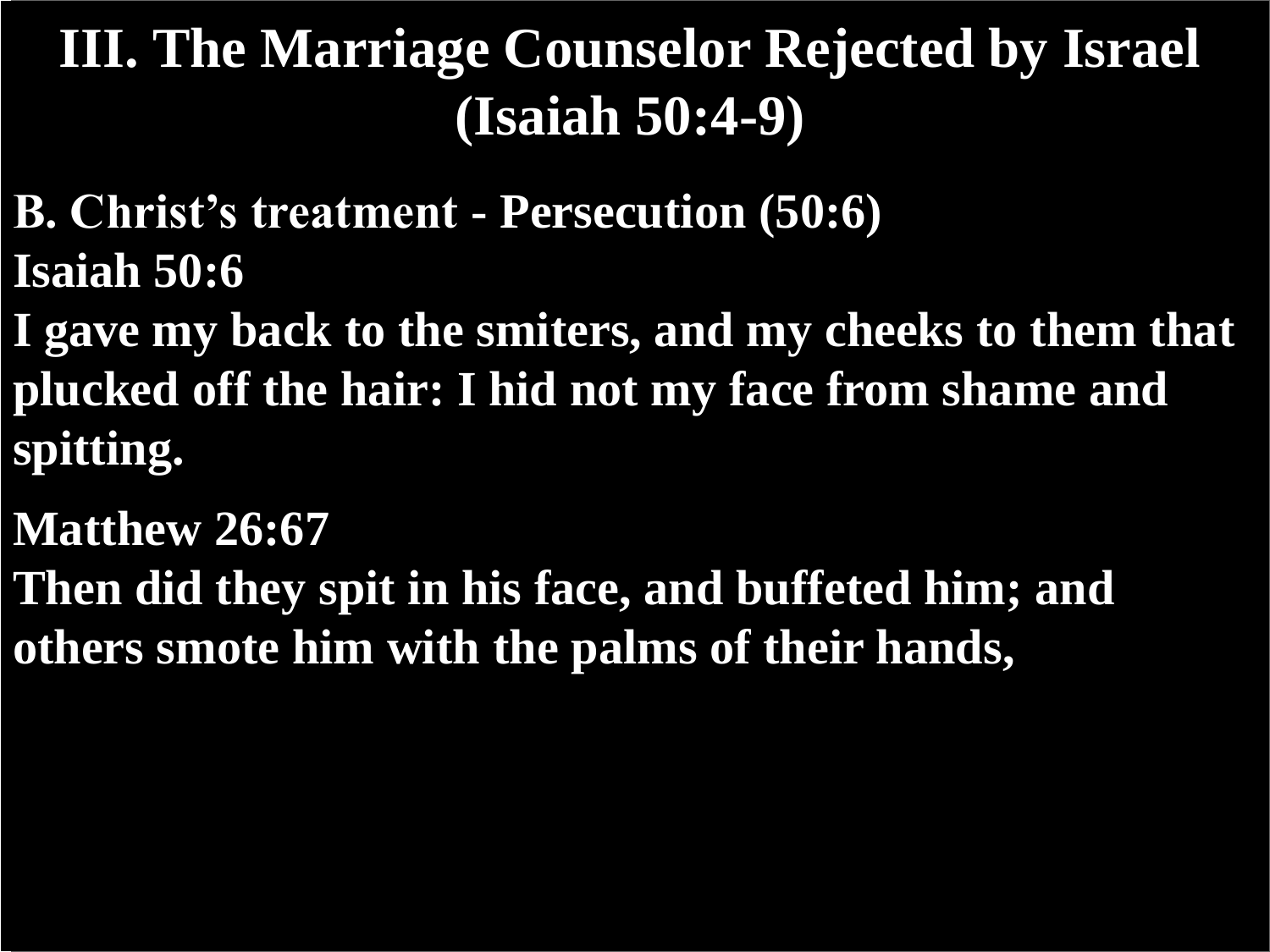# III. The Marriage Counselor Rejected by Israel (Isaiah 50:4-9)

**B. Christ's treatment - Persecution (50:6)**

**Isaiah 50:6**

**I gave my back to the smiters, and my cheeks to them that plucked off the hair: I hid not my face from shame and spitting.**

**Matthew 26:67**

**Then did they spit in his face, and buffeted him; and others smote him with the palms of their hands,**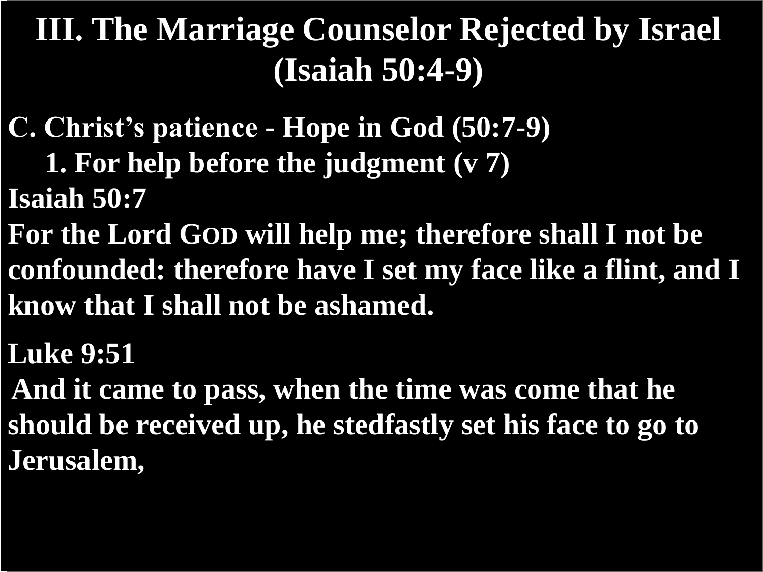# III. The Marriage Counselor Rejected by Israel (Isaiah 50:4-9)

**C. Christ's patience - Hope in God (50:7-9)**

**1. For help before the judgment (v 7)**

**Isaiah 50:7**

**For the Lord GOD will help me; therefore shall I not be confounded: therefore have I set my face like a flint, and I know that I shall not be ashamed.**

**Luke 9:51**

**And it came to pass, when the time was come that he should be received up, he stedfastly set his face to go to Jerusalem,**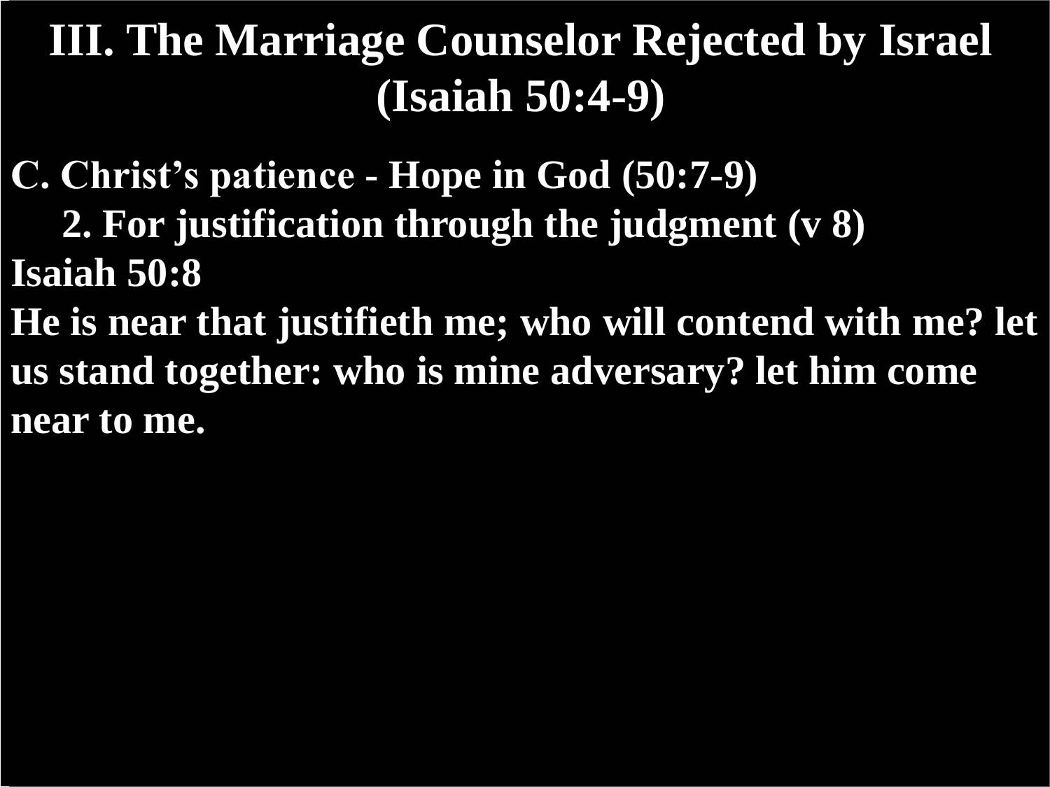# III. The Marriage Counselor Rejected by Israel (Isaiah 50:4-9)

**C. Christ's patience - Hope in God (50:7-9)**

**2. For justification through the judgment (v 8)**

**Isaiah 50:8**

**He is near that justifieth me; who will contend with me? let us stand together: who is mine adversary? let him come near to me.**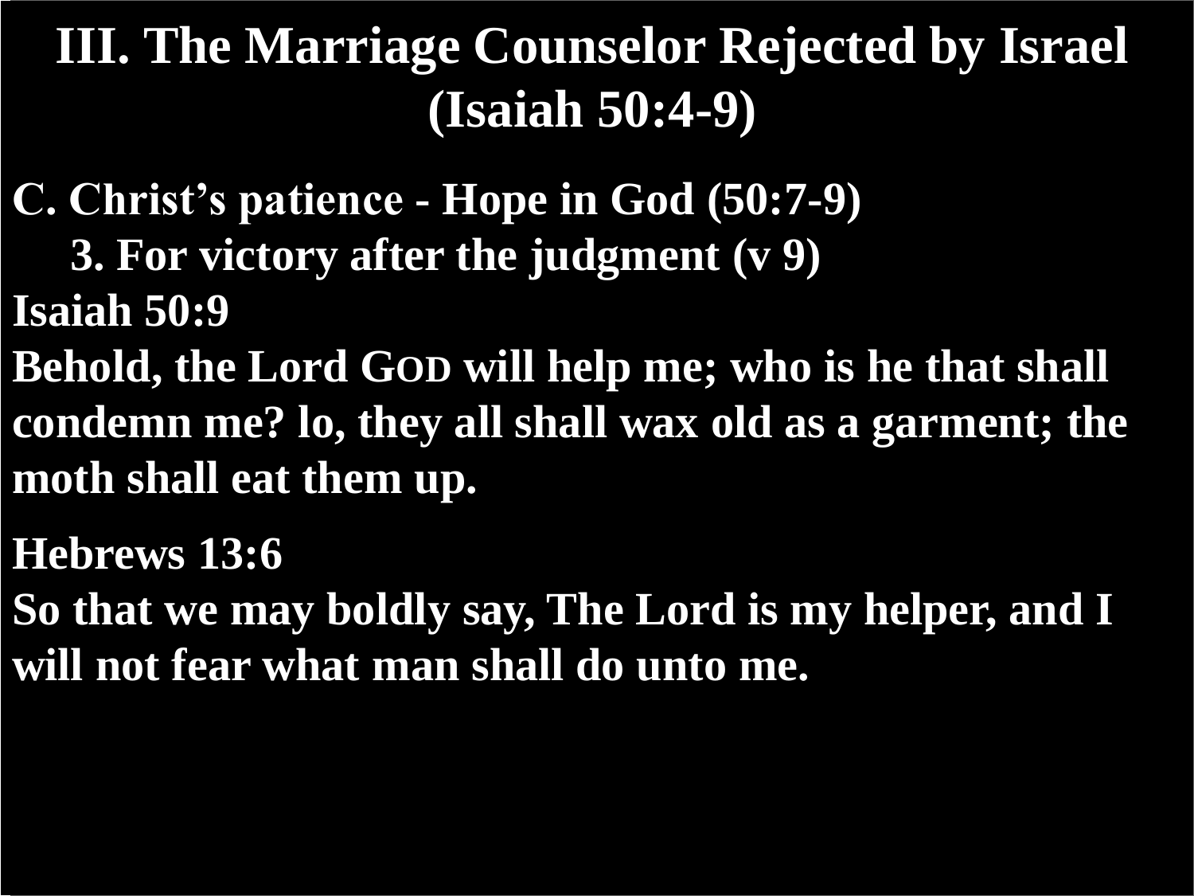# III. The Marriage Counselor Rejected by Israel (Isaiah 50:4-9)

**C. Christ's patience - Hope in God (50:7-9)**

**3. For victory after the judgment (v 9)**

**Isaiah 50:9**
**Behold, the Lord GOD will help me; who is he that shall condemn me? lo, they all shall wax old as a garment; the moth shall eat them up.**

**Hebrews 13:6**
**So that we may boldly say, The Lord is my helper, and I will not fear what man shall do unto me.**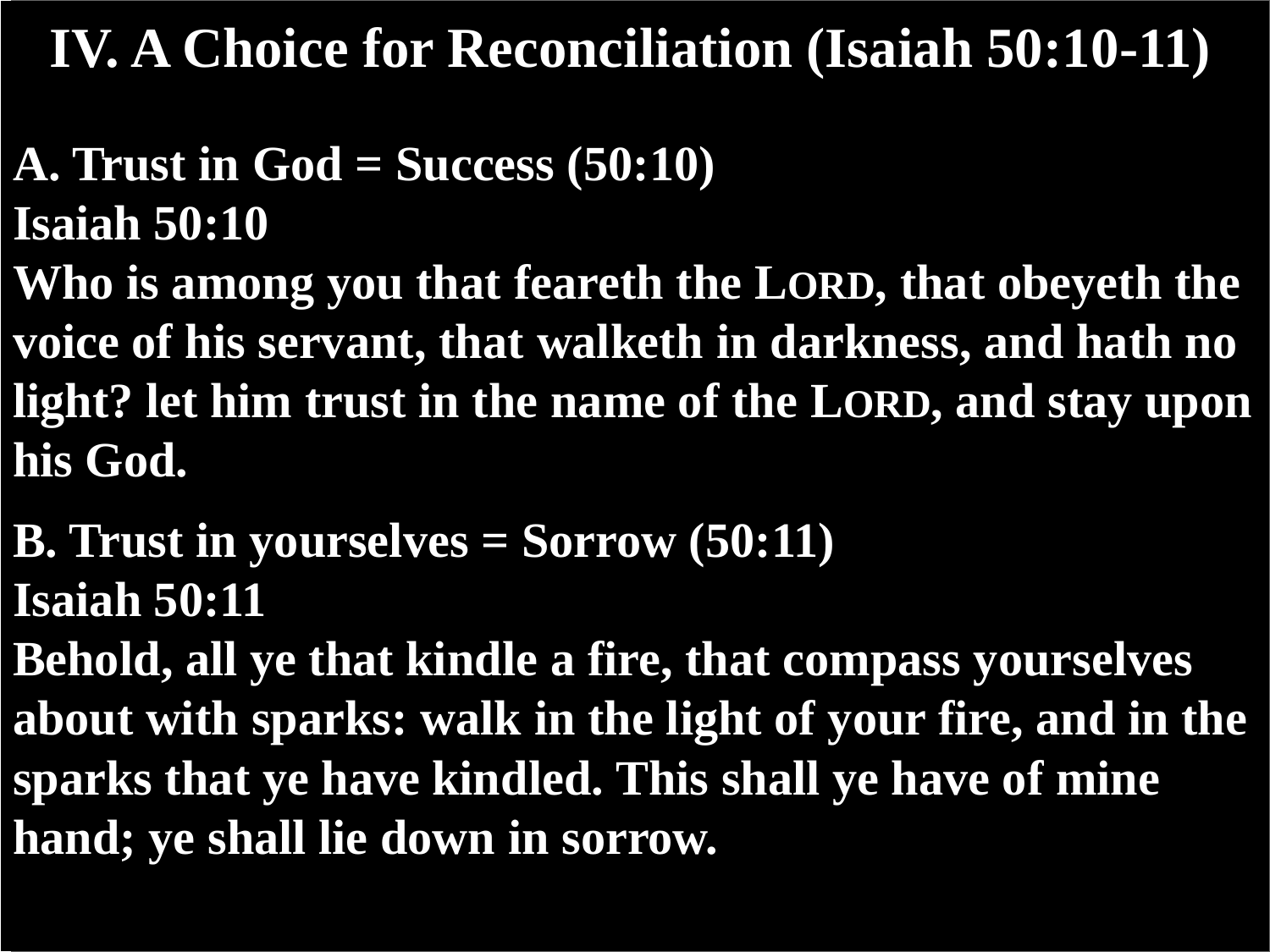# IV. A Choice for Reconciliation (Isaiah 50:10-11)

**A. Trust in God = Success (50:10)**

**Isaiah 50:10**

**Who is among you that feareth the LORD, that obeyeth the voice of his servant, that walketh in darkness, and hath no light? let him trust in the name of the LORD, and stay upon his God.**

**B. Trust in yourselves = Sorrow (50:11)**

**Isaiah 50:11**

**Behold, all ye that kindle a fire, that compass yourselves about with sparks: walk in the light of your fire, and in the sparks that ye have kindled. This shall ye have of mine hand; ye shall lie down in sorrow.**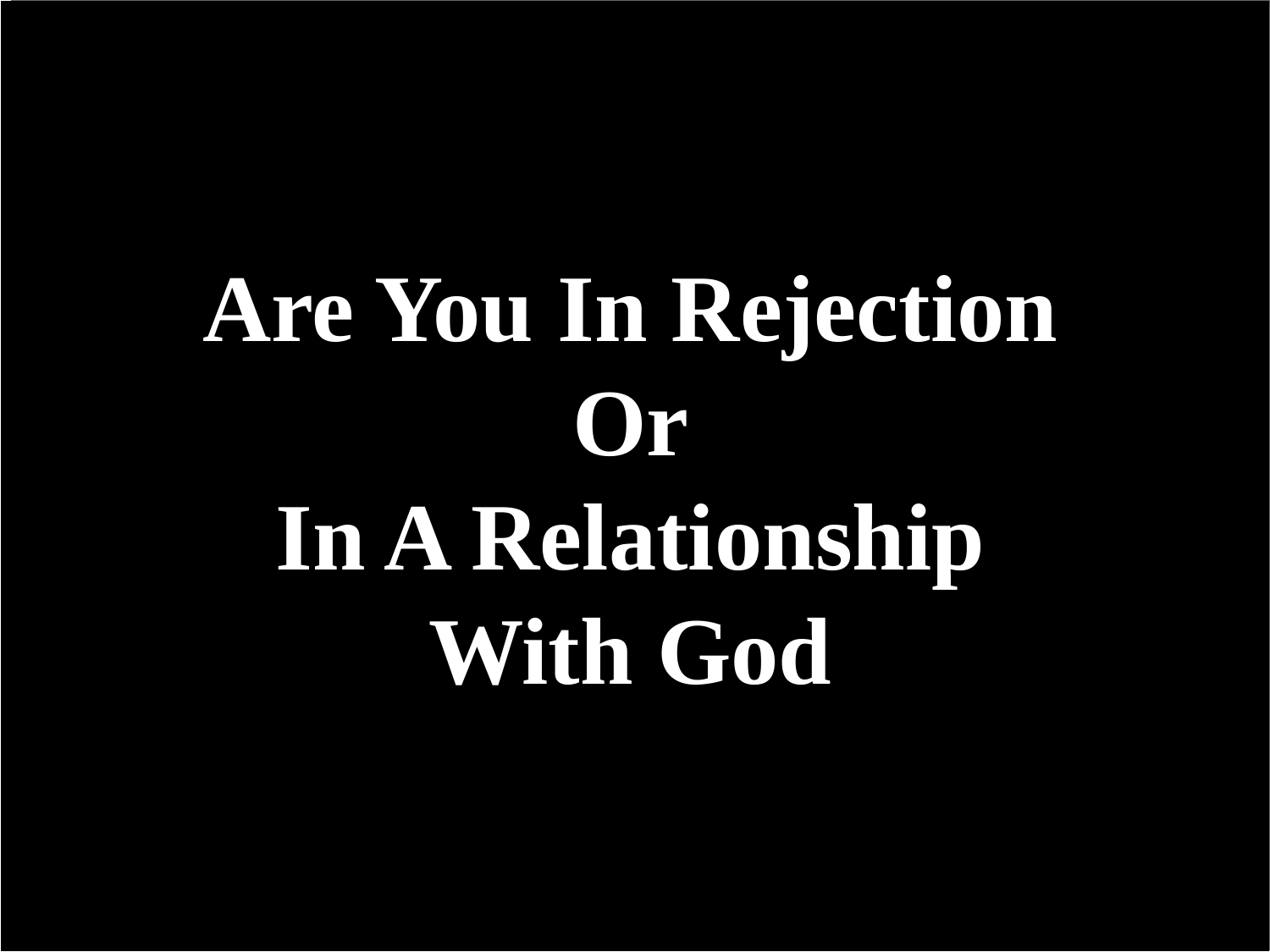# Are You In Rejection
# Or
# In A Relationship
# With God